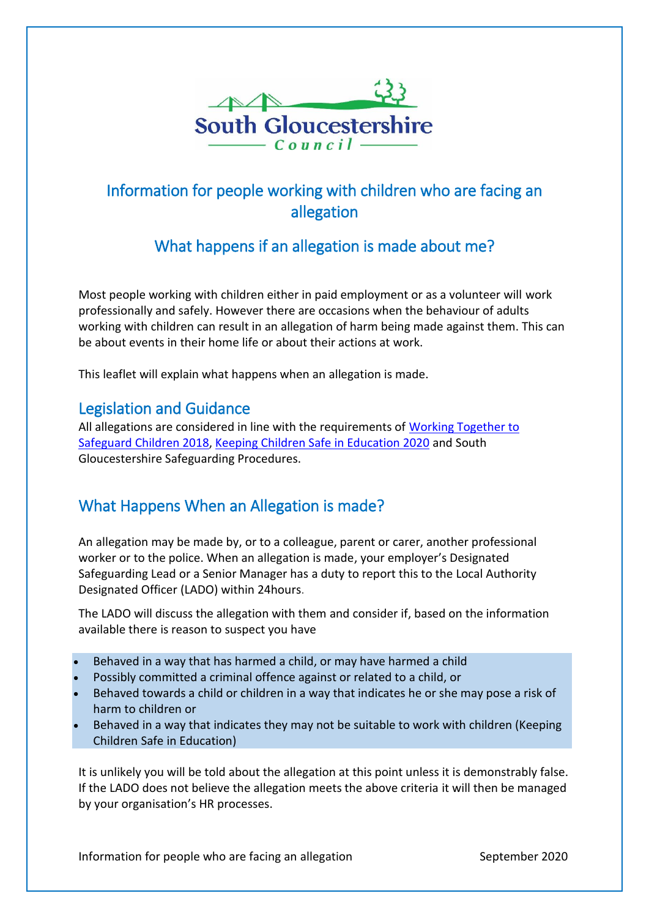South Gloucestershire Council

# Information for people working with children who are facing an allegation

## What happens if an allegation is made about me?

Most people working with children either in paid employment or as a volunteer will work professionally and safely. However there are occasions when the behaviour of adults working with children can result in an allegation of harm being made against them. This can be about events in their home life or about their actions at work.

This leaflet will explain what happens when an allegation is made.

## Legislation and Guidance

All allegations are considered in line with the requirements of [Working Together to Safeguard Children 2018](), [Keeping Children Safe in Education 2020]() and South Gloucestershire Safeguarding Procedures.

## What Happens When an Allegation is made?

An allegation may be made by, or to a colleague, parent or carer, another professional worker or to the police. When an allegation is made, your employer's Designated Safeguarding Lead or a Senior Manager has a duty to report this to the Local Authority Designated Officer (LADO) within 24hours.

The LADO will discuss the allegation with them and consider if, based on the information available there is reason to suspect you have

- Behaved in a way that has harmed a child, or may have harmed a child
- Possibly committed a criminal offence against or related to a child, or
- Behaved towards a child or children in a way that indicates he or she may pose a risk of harm to children or
- Behaved in a way that indicates they may not be suitable to work with children (Keeping Children Safe in Education)

It is unlikely you will be told about the allegation at this point unless it is demonstrably false. If the LADO does not believe the allegation meets the above criteria it will then be managed by your organisation's HR processes.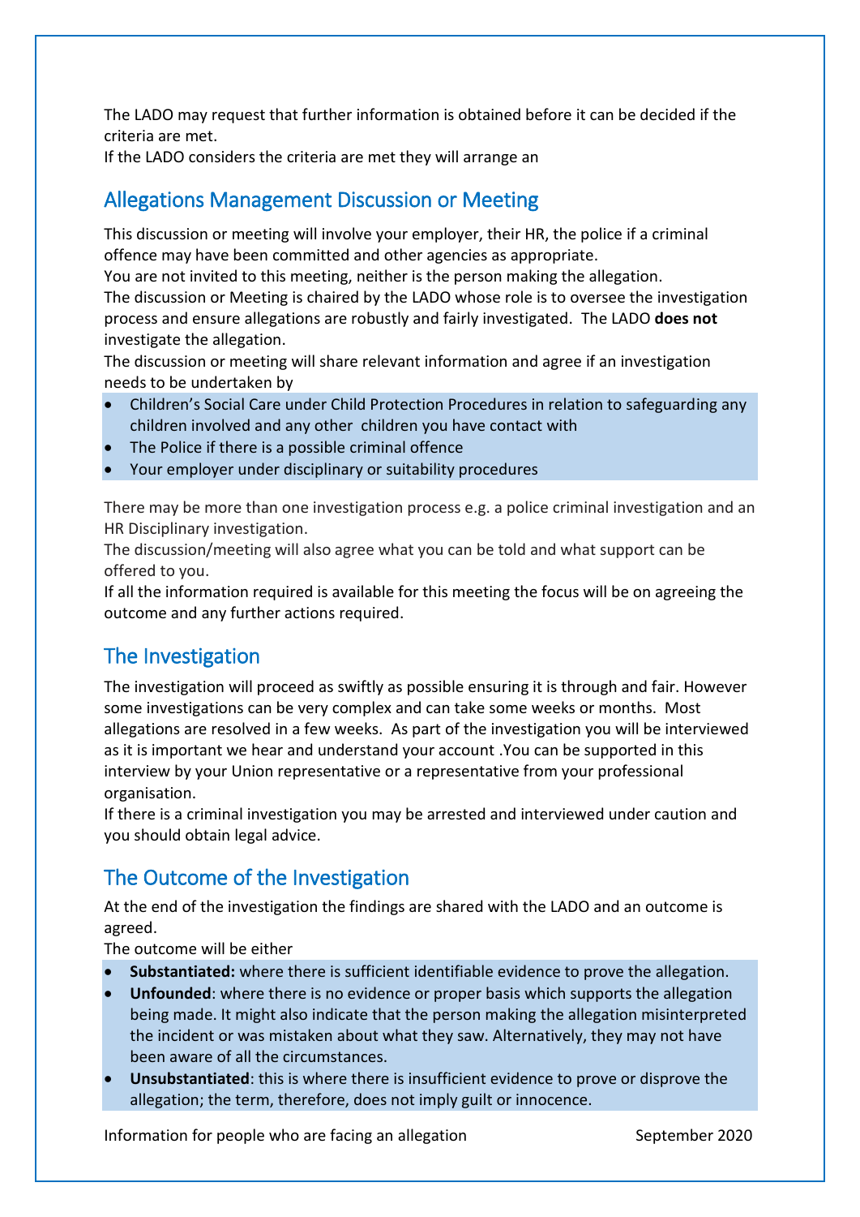The LADO may request that further information is obtained before it can be decided if the criteria are met.

If the LADO considers the criteria are met they will arrange an

## Allegations Management Discussion or Meeting

This discussion or meeting will involve your employer, their HR, the police if a criminal offence may have been committed and other agencies as appropriate.

You are not invited to this meeting, neither is the person making the allegation.

The discussion or Meeting is chaired by the LADO whose role is to oversee the investigation process and ensure allegations are robustly and fairly investigated. The LADO **does not** investigate the allegation.

The discussion or meeting will share relevant information and agree if an investigation needs to be undertaken by

- Children's Social Care under Child Protection Procedures in relation to safeguarding any children involved and any other children you have contact with
- The Police if there is a possible criminal offence
- Your employer under disciplinary or suitability procedures

There may be more than one investigation process e.g. a police criminal investigation and an HR Disciplinary investigation.

The discussion/meeting will also agree what you can be told and what support can be offered to you.

If all the information required is available for this meeting the focus will be on agreeing the outcome and any further actions required.

## The Investigation

The investigation will proceed as swiftly as possible ensuring it is through and fair. However some investigations can be very complex and can take some weeks or months. Most allegations are resolved in a few weeks. As part of the investigation you will be interviewed as it is important we hear and understand your account .You can be supported in this interview by your Union representative or a representative from your professional organisation.

If there is a criminal investigation you may be arrested and interviewed under caution and you should obtain legal advice.

## The Outcome of the Investigation

At the end of the investigation the findings are shared with the LADO and an outcome is agreed.

The outcome will be either

- **Substantiated:** where there is sufficient identifiable evidence to prove the allegation.
- **Unfounded**: where there is no evidence or proper basis which supports the allegation being made. It might also indicate that the person making the allegation misinterpreted the incident or was mistaken about what they saw. Alternatively, they may not have been aware of all the circumstances.
- **Unsubstantiated**: this is where there is insufficient evidence to prove or disprove the allegation; the term, therefore, does not imply guilt or innocence.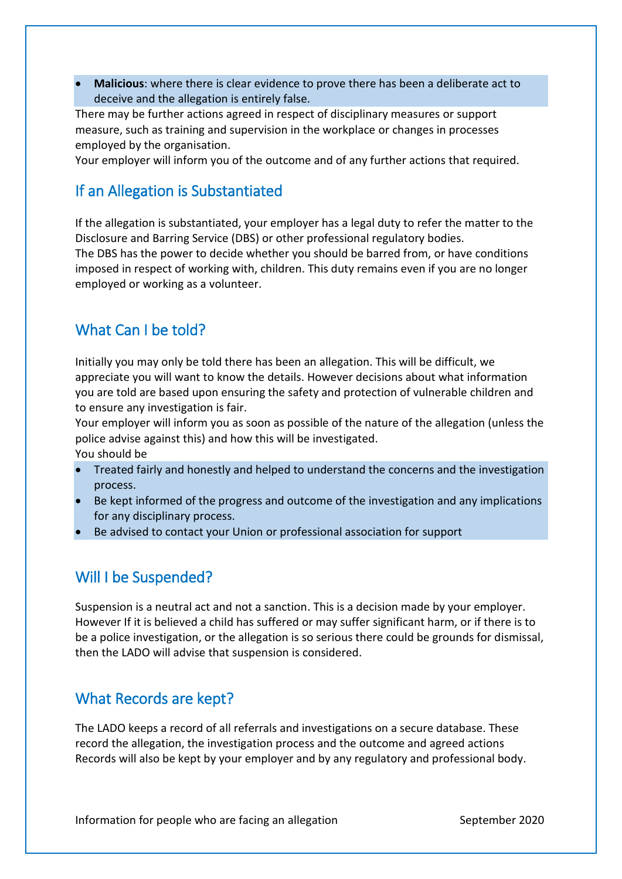- **Malicious**: where there is clear evidence to prove there has been a deliberate act to deceive and the allegation is entirely false.

There may be further actions agreed in respect of disciplinary measures or support measure, such as training and supervision in the workplace or changes in processes employed by the organisation.
Your employer will inform you of the outcome and of any further actions that required.

## If an Allegation is Substantiated

If the allegation is substantiated, your employer has a legal duty to refer the matter to the Disclosure and Barring Service (DBS) or other professional regulatory bodies.
The DBS has the power to decide whether you should be barred from, or have conditions imposed in respect of working with, children. This duty remains even if you are no longer employed or working as a volunteer.

## What Can I be told?

Initially you may only be told there has been an allegation. This will be difficult, we appreciate you will want to know the details. However decisions about what information you are told are based upon ensuring the safety and protection of vulnerable children and to ensure any investigation is fair.
Your employer will inform you as soon as possible of the nature of the allegation (unless the police advise against this) and how this will be investigated.
You should be

- Treated fairly and honestly and helped to understand the concerns and the investigation process.
- Be kept informed of the progress and outcome of the investigation and any implications for any disciplinary process.
- Be advised to contact your Union or professional association for support

## Will I be Suspended?

Suspension is a neutral act and not a sanction. This is a decision made by your employer. However If it is believed a child has suffered or may suffer significant harm, or if there is to be a police investigation, or the allegation is so serious there could be grounds for dismissal, then the LADO will advise that suspension is considered.

## What Records are kept?

The LADO keeps a record of all referrals and investigations on a secure database. These record the allegation, the investigation process and the outcome and agreed actions Records will also be kept by your employer and by any regulatory and professional body.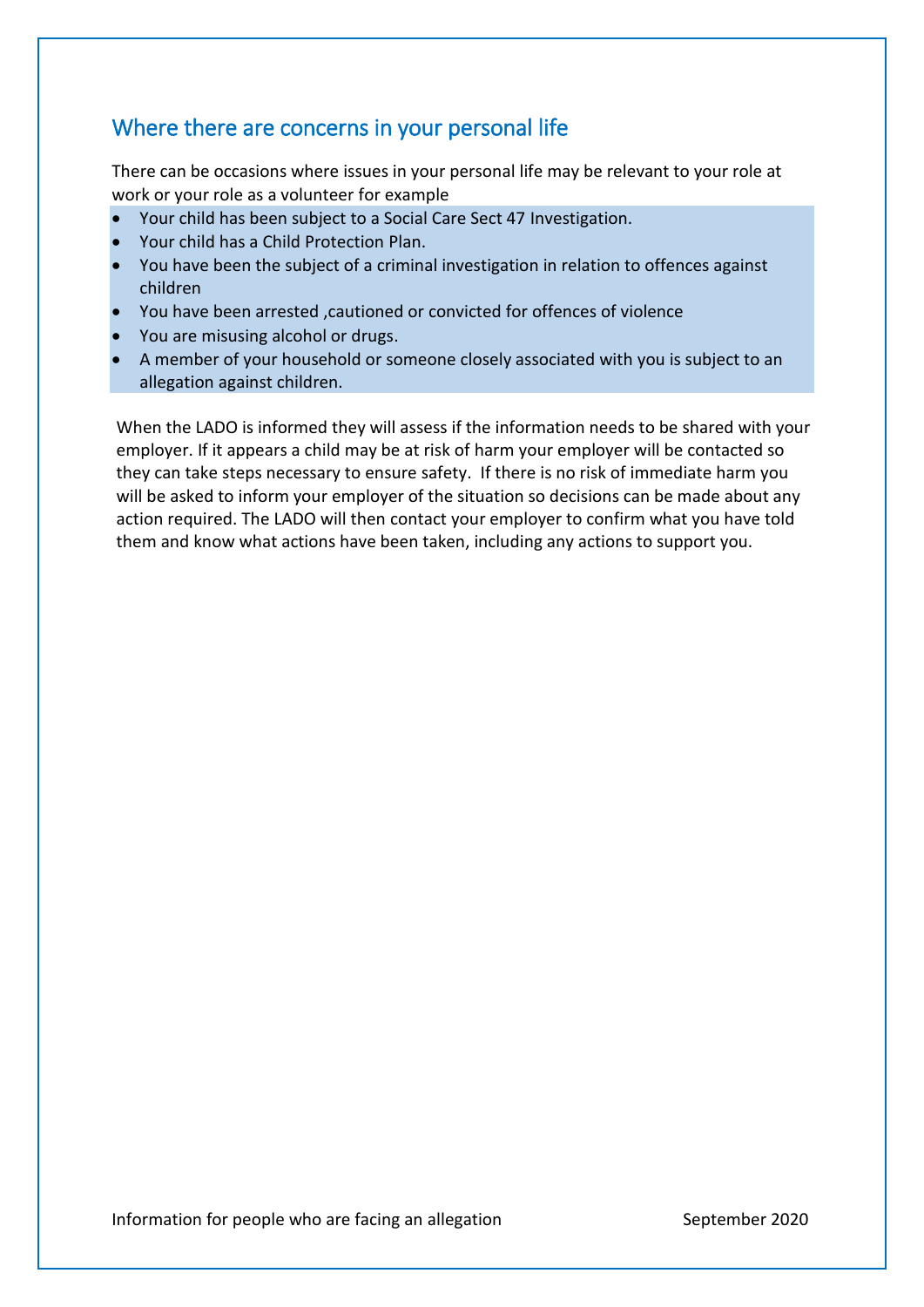## Where there are concerns in your personal life

There can be occasions where issues in your personal life may be relevant to your role at work or your role as a volunteer for example

- Your child has been subject to a Social Care Sect 47 Investigation.
- Your child has a Child Protection Plan.
- You have been the subject of a criminal investigation in relation to offences against children
- You have been arrested ,cautioned or convicted for offences of violence
- You are misusing alcohol or drugs.
- A member of your household or someone closely associated with you is subject to an allegation against children.

When the LADO is informed they will assess if the information needs to be shared with your employer. If it appears a child may be at risk of harm your employer will be contacted so they can take steps necessary to ensure safety. If there is no risk of immediate harm you will be asked to inform your employer of the situation so decisions can be made about any action required. The LADO will then contact your employer to confirm what you have told them and know what actions have been taken, including any actions to support you.